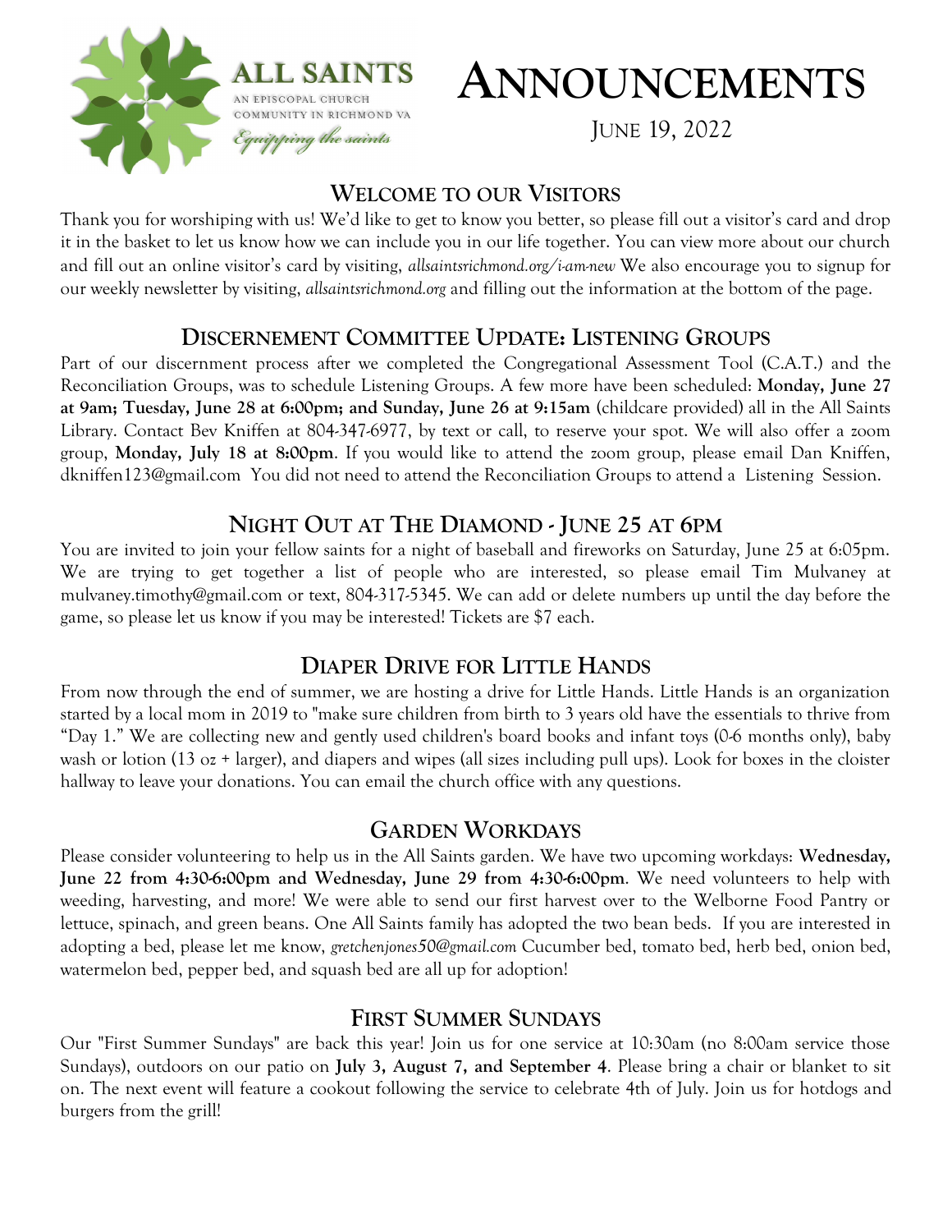ALL SAINTS
AN EPISCOPAL CHURCH
COMMUNITY IN RICHMOND VA
*Equipping the saints*

# ANNOUNCEMENTS

JUNE 19, 2022

## WELCOME TO OUR VISITORS

Thank you for worshiping with us! We'd like to get to know you better, so please fill out a visitor's card and drop it in the basket to let us know how we can include you in our life together. You can view more about our church and fill out an online visitor's card by visiting, *allsaintsrichmond.org/i-am-new* We also encourage you to signup for our weekly newsletter by visiting, *allsaintsrichmond.org* and filling out the information at the bottom of the page.

## DISCERNEMENT COMMITTEE UPDATE: LISTENING GROUPS

Part of our discernment process after we completed the Congregational Assessment Tool (C.A.T.) and the Reconciliation Groups, was to schedule Listening Groups. A few more have been scheduled: **Monday, June 27 at 9am; Tuesday, June 28 at 6:00pm; and Sunday, June 26 at 9:15am** (childcare provided) all in the All Saints Library. Contact Bev Kniffen at 804-347-6977, by text or call, to reserve your spot. We will also offer a zoom group, **Monday, July 18 at 8:00pm**. If you would like to attend the zoom group, please email Dan Kniffen, dkniffen123@gmail.com You did not need to attend the Reconciliation Groups to attend a Listening Session.

## NIGHT OUT AT THE DIAMOND - JUNE 25 AT 6PM

You are invited to join your fellow saints for a night of baseball and fireworks on Saturday, June 25 at 6:05pm. We are trying to get together a list of people who are interested, so please email Tim Mulvaney at mulvaney.timothy@gmail.com or text, 804-317-5345. We can add or delete numbers up until the day before the game, so please let us know if you may be interested! Tickets are $7 each.

## DIAPER DRIVE FOR LITTLE HANDS

From now through the end of summer, we are hosting a drive for Little Hands. Little Hands is an organization started by a local mom in 2019 to "make sure children from birth to 3 years old have the essentials to thrive from "Day 1." We are collecting new and gently used children's board books and infant toys (0-6 months only), baby wash or lotion (13 oz + larger), and diapers and wipes (all sizes including pull ups). Look for boxes in the cloister hallway to leave your donations. You can email the church office with any questions.

## GARDEN WORKDAYS

Please consider volunteering to help us in the All Saints garden. We have two upcoming workdays: **Wednesday, June 22 from 4:30-6:00pm and Wednesday, June 29 from 4:30-6:00pm**. We need volunteers to help with weeding, harvesting, and more! We were able to send our first harvest over to the Welborne Food Pantry or lettuce, spinach, and green beans. One All Saints family has adopted the two bean beds. If you are interested in adopting a bed, please let me know, *gretchenjones50@gmail.com* Cucumber bed, tomato bed, herb bed, onion bed, watermelon bed, pepper bed, and squash bed are all up for adoption!

## FIRST SUMMER SUNDAYS

Our "First Summer Sundays" are back this year! Join us for one service at 10:30am (no 8:00am service those Sundays), outdoors on our patio on **July 3, August 7, and September 4**. Please bring a chair or blanket to sit on. The next event will feature a cookout following the service to celebrate 4th of July. Join us for hotdogs and burgers from the grill!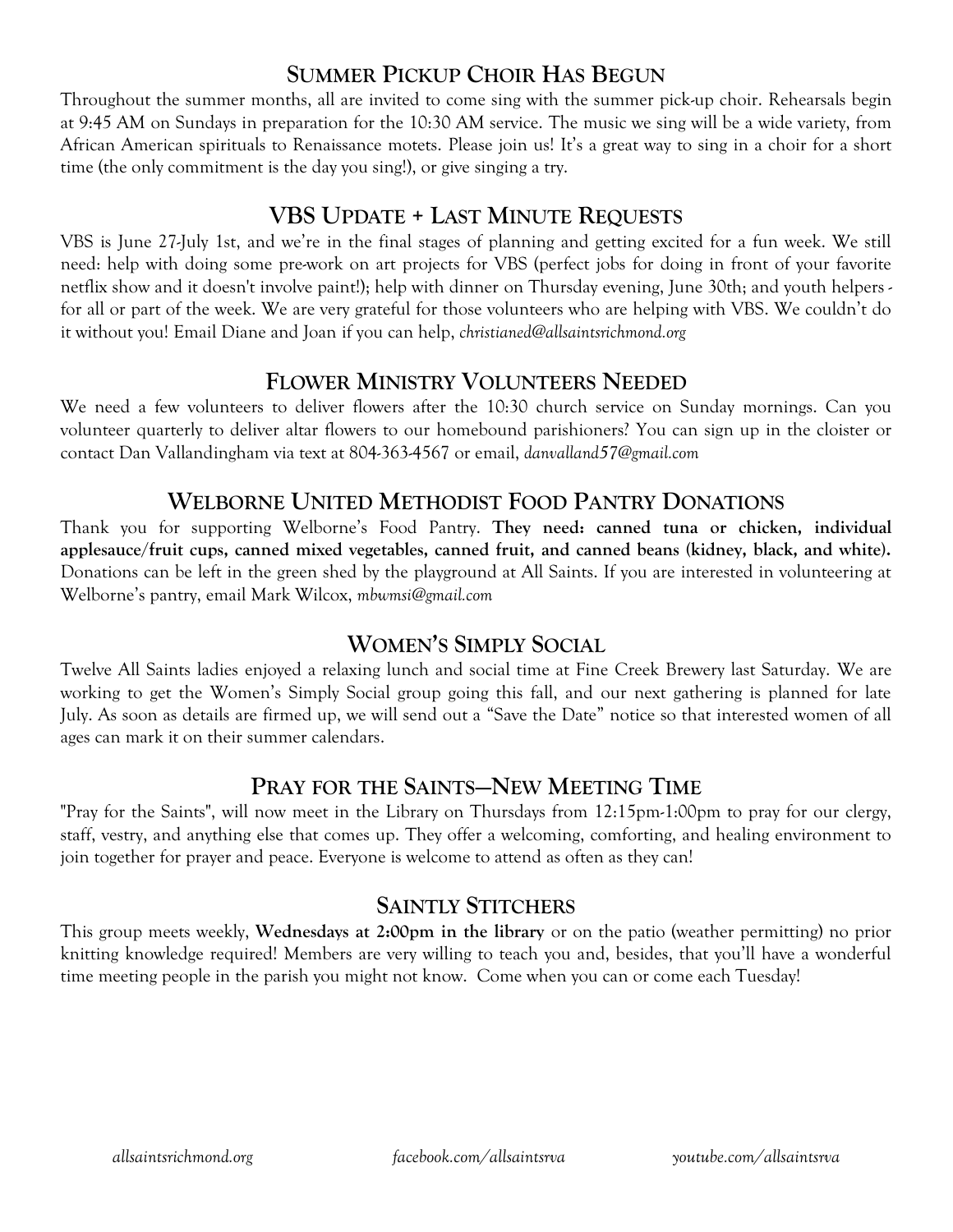## Summer Pickup Choir Has Begun

Throughout the summer months, all are invited to come sing with the summer pick-up choir. Rehearsals begin at 9:45 AM on Sundays in preparation for the 10:30 AM service. The music we sing will be a wide variety, from African American spirituals to Renaissance motets. Please join us! It's a great way to sing in a choir for a short time (the only commitment is the day you sing!), or give singing a try.

## VBS Update + Last Minute Requests

VBS is June 27-July 1st, and we're in the final stages of planning and getting excited for a fun week. We still need: help with doing some pre-work on art projects for VBS (perfect jobs for doing in front of your favorite netflix show and it doesn't involve paint!); help with dinner on Thursday evening, June 30th; and youth helpers - for all or part of the week. We are very grateful for those volunteers who are helping with VBS. We couldn't do it without you! Email Diane and Joan if you can help, *christianed@allsaintsrichmond.org*

## Flower Ministry Volunteers Needed

We need a few volunteers to deliver flowers after the 10:30 church service on Sunday mornings. Can you volunteer quarterly to deliver altar flowers to our homebound parishioners? You can sign up in the cloister or contact Dan Vallandingham via text at 804-363-4567 or email, *danvalland57@gmail.com*

## Welborne United Methodist Food Pantry Donations

Thank you for supporting Welborne's Food Pantry. **They need: canned tuna or chicken, individual applesauce/fruit cups, canned mixed vegetables, canned fruit, and canned beans (kidney, black, and white).** Donations can be left in the green shed by the playground at All Saints. If you are interested in volunteering at Welborne's pantry, email Mark Wilcox, *mbwmsi@gmail.com*

## Women's Simply Social

Twelve All Saints ladies enjoyed a relaxing lunch and social time at Fine Creek Brewery last Saturday. We are working to get the Women's Simply Social group going this fall, and our next gathering is planned for late July. As soon as details are firmed up, we will send out a "Save the Date" notice so that interested women of all ages can mark it on their summer calendars.

## Pray for the Saints—New Meeting Time

"Pray for the Saints", will now meet in the Library on Thursdays from 12:15pm-1:00pm to pray for our clergy, staff, vestry, and anything else that comes up. They offer a welcoming, comforting, and healing environment to join together for prayer and peace. Everyone is welcome to attend as often as they can!

## Saintly Stitchers

This group meets weekly, **Wednesdays at 2:00pm in the library** or on the patio (weather permitting) no prior knitting knowledge required! Members are very willing to teach you and, besides, that you'll have a wonderful time meeting people in the parish you might not know. Come when you can or come each Tuesday!

*allsaintsrichmond.org* *facebook.com/allsaintsrva* *youtube.com/allsaintsrva*